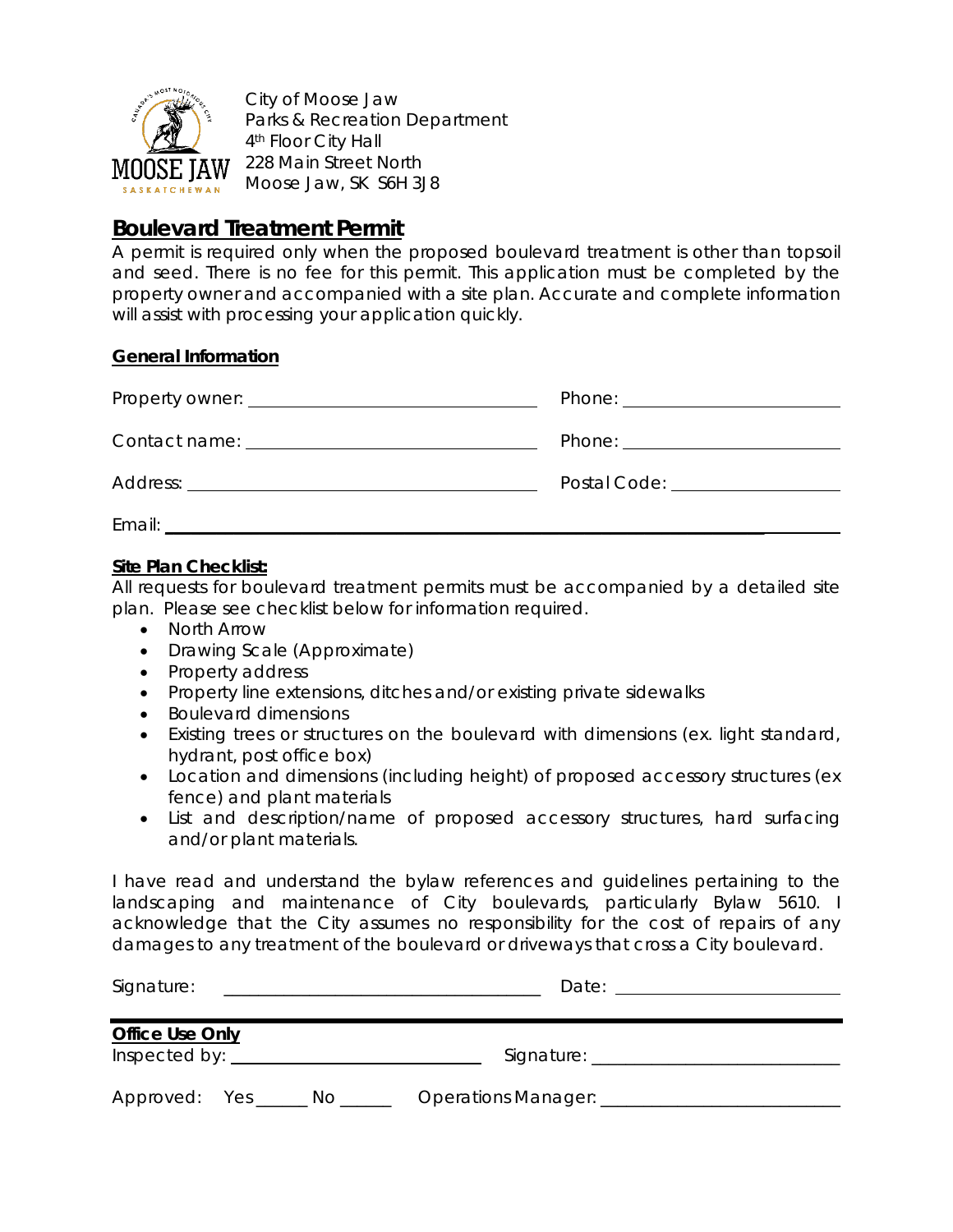City of Moose Jaw
Parks & Recreation Department
4th Floor City Hall
228 Main Street North
Moose Jaw, SK S6H 3J8

## Boulevard Treatment Permit

A permit is required only when the proposed boulevard treatment is other than topsoil and seed. There is no fee for this permit. This application must be completed by the property owner and accompanied with a site plan. Accurate and complete information will assist with processing your application quickly.

### General Information

Property owner: ______________________________ Phone: ______________________

Contact name: ______________________________ Phone: ______________________

Address: ____________________________________ Postal Code: _________________

Email: ______________________________________________________________________

### Site Plan Checklist:

All requests for boulevard treatment permits must be accompanied by a detailed site plan. Please see checklist below for information required.

- North Arrow
- Drawing Scale (Approximate)
- Property address
- Property line extensions, ditches and/or existing private sidewalks
- Boulevard dimensions
- Existing trees or structures on the boulevard with dimensions (ex. light standard, hydrant, post office box)
- Location and dimensions (including height) of proposed accessory structures (ex fence) and plant materials
- List and description/name of proposed accessory structures, hard surfacing and/or plant materials.

I have read and understand the bylaw references and guidelines pertaining to the landscaping and maintenance of City boulevards, particularly Bylaw 5610. I acknowledge that the City assumes no responsibility for the cost of repairs of any damages to any treatment of the boulevard or driveways that cross a City boulevard.

Signature: ________________________________ Date: ______________________

---

### Office Use Only

Inspected by: ________________________ Signature: ________________________

Approved: Yes ______ No ______ Operations Manager: ________________________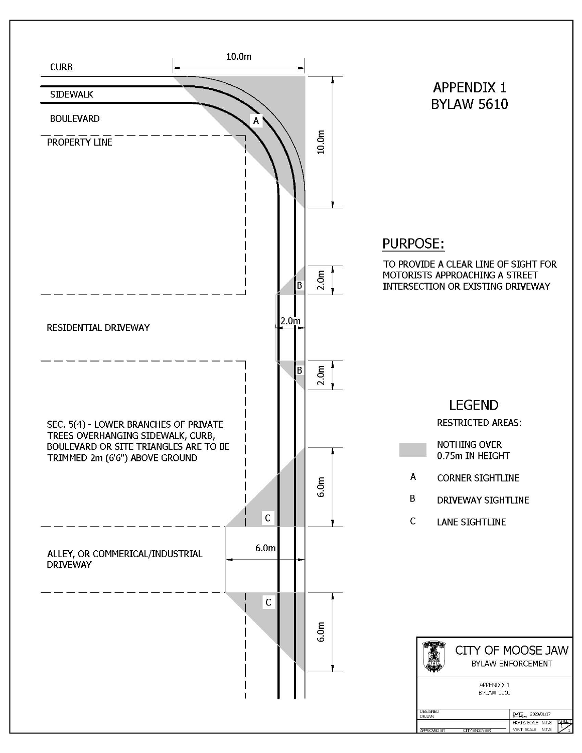# APPENDIX 1
# BYLAW 5610

CURB

SIDEWALK

BOULEVARD

PROPERTY LINE

10.0m

10.0m

A

B

2.0m

2.0m

B

2.0m

RESIDENTIAL DRIVEWAY

SEC. 5(4) - LOWER BRANCHES OF PRIVATE TREES OVERHANGING SIDEWALK, CURB, BOULEVARD OR SITE TRIANGLES ARE TO BE TRIMMED 2m (6'6") ABOVE GROUND

6.0m

C

ALLEY, OR COMMERICAL/INDUSTRIAL DRIVEWAY

6.0m

C

6.0m

## PURPOSE:

TO PROVIDE A CLEAR LINE OF SIGHT FOR MOTORISTS APPROACHING A STREET INTERSECTION OR EXISTING DRIVEWAY

## LEGEND

RESTRICTED AREAS:

NOTHING OVER 0.75m IN HEIGHT

A CORNER SIGHTLINE

B DRIVEWAY SIGHTLINE

C LANE SIGHTLINE

CITY OF MOOSE JAW

BYLAW ENFORCEMENT

APPENDIX 1

BYLAW 5610

DESIGNED

DRAWN

DATE 2020/01/17

HORIZ. SCALE N.T.S

VERT. SCALE N.T.S

SHEET 1 / 1

APPROVED BY CITY ENGINEER